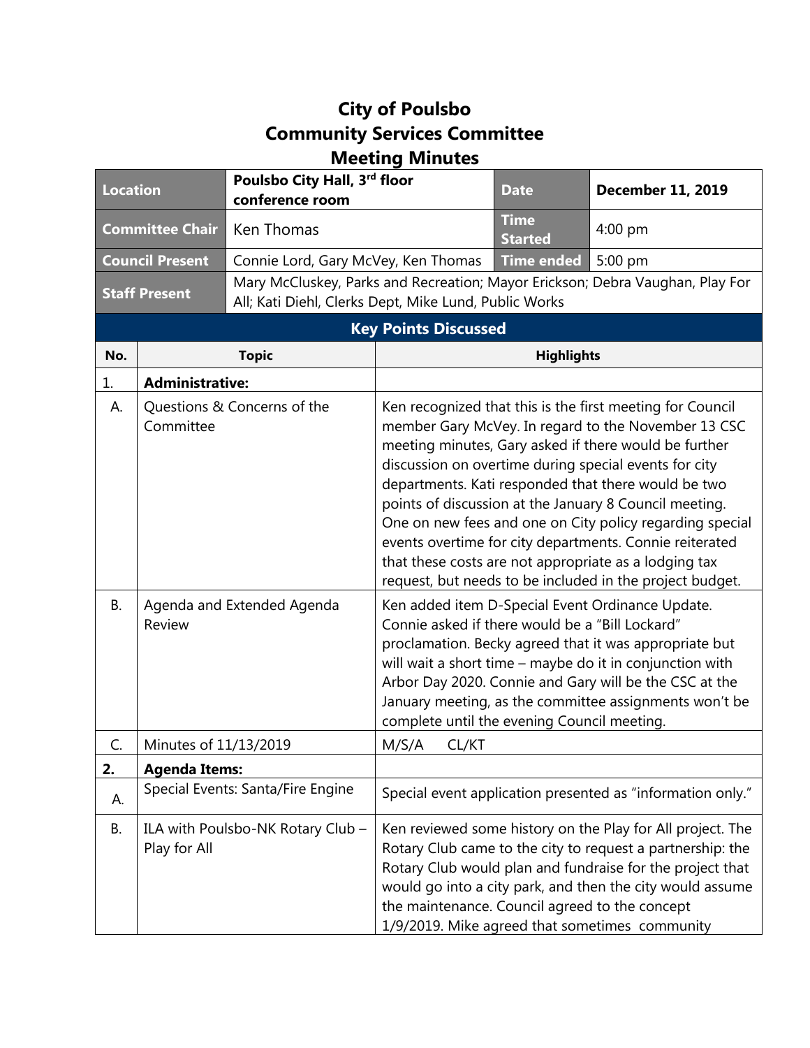# City of Poulsbo
# Community Services Committee
# Meeting Minutes

| Location | Poulsbo City Hall, 3rd floor conference room | Date | December 11, 2019 |
|---|---|---|---|
| Committee Chair | Ken Thomas | Time Started | 4:00 pm |
| Council Present | Connie Lord, Gary McVey, Ken Thomas | Time ended | 5:00 pm |
| Staff Present | Mary McCluskey, Parks and Recreation; Mayor Erickson; Debra Vaughan, Play For All; Kati Diehl, Clerks Dept, Mike Lund, Public Works | | |

## Key Points Discussed

| No. | Topic | Highlights |
|---|---|---|
| 1. | **Administrative:** | |
| A. | Questions & Concerns of the Committee | Ken recognized that this is the first meeting for Council member Gary McVey. In regard to the November 13 CSC meeting minutes, Gary asked if there would be further discussion on overtime during special events for city departments. Kati responded that there would be two points of discussion at the January 8 Council meeting. One on new fees and one on City policy regarding special events overtime for city departments. Connie reiterated that these costs are not appropriate as a lodging tax request, but needs to be included in the project budget. |
| B. | Agenda and Extended Agenda Review | Ken added item D-Special Event Ordinance Update. Connie asked if there would be a "Bill Lockard" proclamation. Becky agreed that it was appropriate but will wait a short time – maybe do it in conjunction with Arbor Day 2020. Connie and Gary will be the CSC at the January meeting, as the committee assignments won't be complete until the evening Council meeting. |
| C. | Minutes of 11/13/2019 | M/S/A CL/KT |
| **2.** | **Agenda Items:** | |
| A. | Special Events: Santa/Fire Engine | Special event application presented as "information only." |
| B. | ILA with Poulsbo-NK Rotary Club – Play for All | Ken reviewed some history on the Play for All project. The Rotary Club came to the city to request a partnership: the Rotary Club would plan and fundraise for the project that would go into a city park, and then the city would assume the maintenance. Council agreed to the concept 1/9/2019. Mike agreed that sometimes community |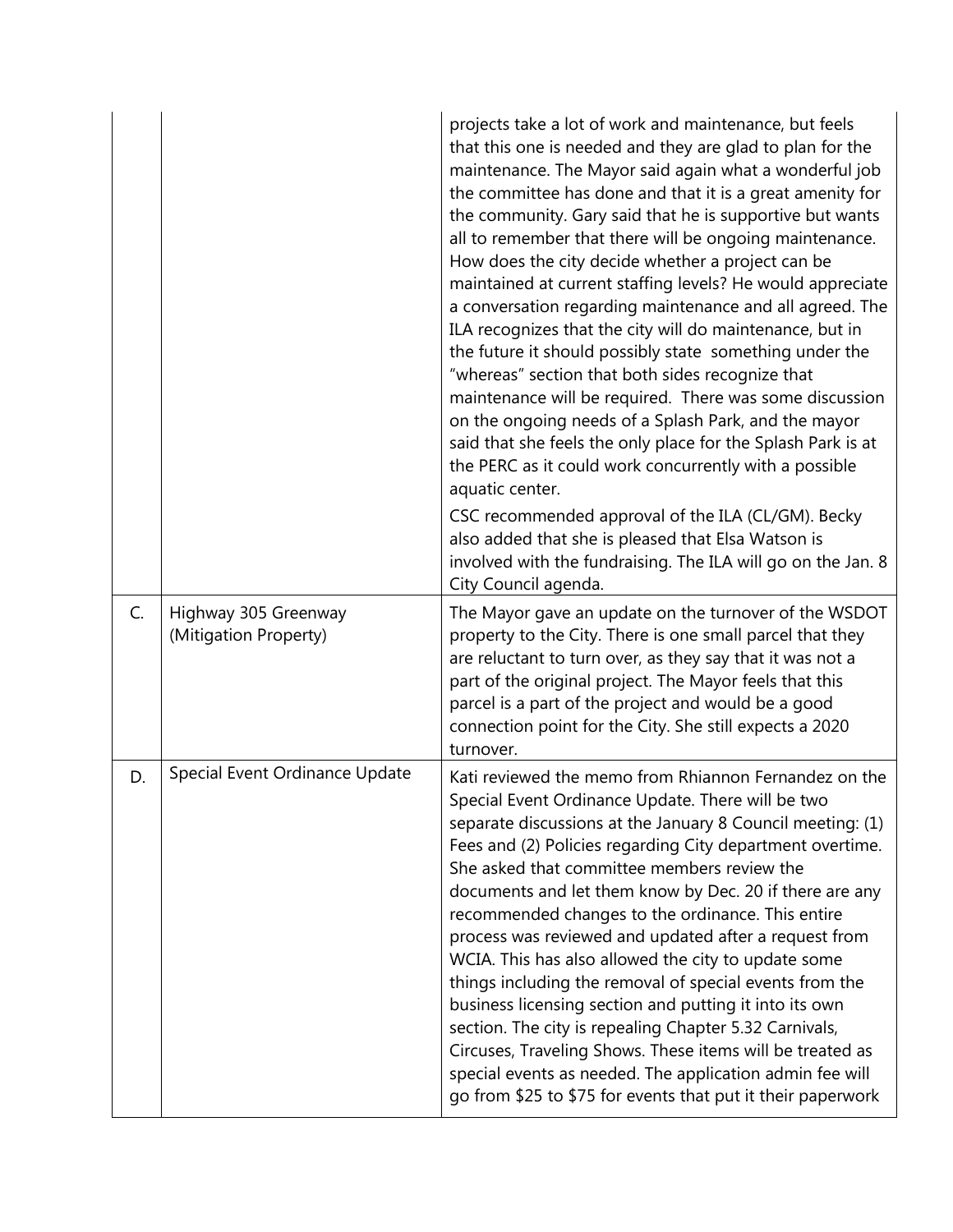|  |  |  |
|---|---|---|
|  |  | projects take a lot of work and maintenance, but feels that this one is needed and they are glad to plan for the maintenance. The Mayor said again what a wonderful job the committee has done and that it is a great amenity for the community. Gary said that he is supportive but wants all to remember that there will be ongoing maintenance. How does the city decide whether a project can be maintained at current staffing levels? He would appreciate a conversation regarding maintenance and all agreed. The ILA recognizes that the city will do maintenance, but in the future it should possibly state something under the "whereas" section that both sides recognize that maintenance will be required. There was some discussion on the ongoing needs of a Splash Park, and the mayor said that she feels the only place for the Splash Park is at the PERC as it could work concurrently with a possible aquatic center.<br><br>CSC recommended approval of the ILA (CL/GM). Becky also added that she is pleased that Elsa Watson is involved with the fundraising. The ILA will go on the Jan. 8 City Council agenda. |
| C. | Highway 305 Greenway (Mitigation Property) | The Mayor gave an update on the turnover of the WSDOT property to the City. There is one small parcel that they are reluctant to turn over, as they say that it was not a part of the original project. The Mayor feels that this parcel is a part of the project and would be a good connection point for the City. She still expects a 2020 turnover. |
| D. | Special Event Ordinance Update | Kati reviewed the memo from Rhiannon Fernandez on the Special Event Ordinance Update. There will be two separate discussions at the January 8 Council meeting: (1) Fees and (2) Policies regarding City department overtime. She asked that committee members review the documents and let them know by Dec. 20 if there are any recommended changes to the ordinance. This entire process was reviewed and updated after a request from WCIA. This has also allowed the city to update some things including the removal of special events from the business licensing section and putting it into its own section. The city is repealing Chapter 5.32 Carnivals, Circuses, Traveling Shows. These items will be treated as special events as needed. The application admin fee will go from $25 to $75 for events that put it their paperwork |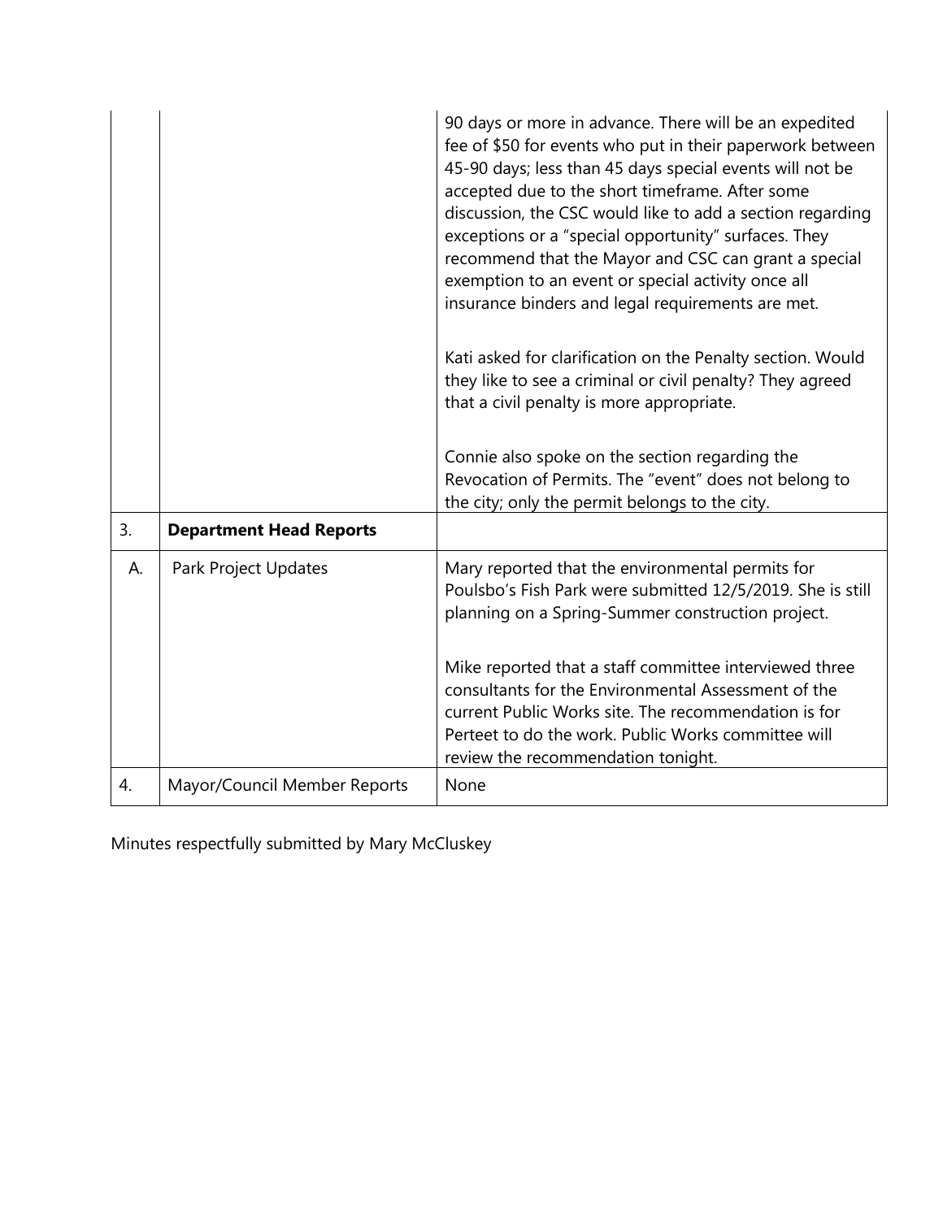| | | |
|---|---|---|
| | | 90 days or more in advance. There will be an expedited fee of $50 for events who put in their paperwork between 45-90 days; less than 45 days special events will not be accepted due to the short timeframe. After some discussion, the CSC would like to add a section regarding exceptions or a "special opportunity" surfaces. They recommend that the Mayor and CSC can grant a special exemption to an event or special activity once all insurance binders and legal requirements are met.<br><br>Kati asked for clarification on the Penalty section. Would they like to see a criminal or civil penalty? They agreed that a civil penalty is more appropriate.<br><br>Connie also spoke on the section regarding the Revocation of Permits. The "event" does not belong to the city; only the permit belongs to the city. |
| 3. | **Department Head Reports** | |
| A. | Park Project Updates | Mary reported that the environmental permits for Poulsbo's Fish Park were submitted 12/5/2019. She is still planning on a Spring-Summer construction project.<br><br>Mike reported that a staff committee interviewed three consultants for the Environmental Assessment of the current Public Works site. The recommendation is for Perteet to do the work. Public Works committee will review the recommendation tonight. |
| 4. | Mayor/Council Member Reports | None |

Minutes respectfully submitted by Mary McCluskey